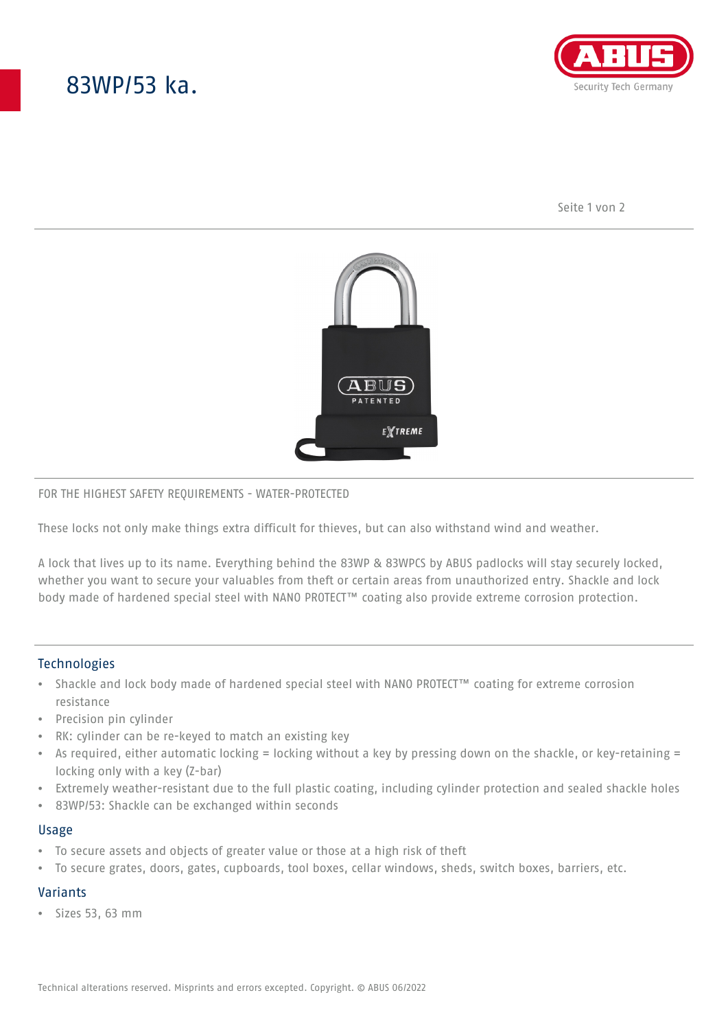# 83WP/53 ka.

FOR THE HIGHEST SAFETY REQUIREMENTS - WATER-PROTECTED

These locks not only make things extra difficult for thieves, but can also withstand wind and weather.

A lock that lives up to its name. Everything behind the 83WP & 83WPCS by ABUS padlocks will stay securely locked, whether you want to secure your valuables from theft or certain areas from unauthorized entry. Shackle and lock body made of hardened special steel with NANO PROTECT™ coating also provide extreme corrosion protection.

## Technologies

- Shackle and lock body made of hardened special steel with NANO PROTECT™ coating for extreme corrosion resistance
- Precision pin cylinder
- RK: cylinder can be re-keyed to match an existing key
- As required, either automatic locking = locking without a key by pressing down on the shackle, or key-retaining = locking only with a key (Z-bar)
- Extremely weather-resistant due to the full plastic coating, including cylinder protection and sealed shackle holes
- 83WP/53: Shackle can be exchanged within seconds

## Usage

- To secure assets and objects of greater value or those at a high risk of theft
- To secure grates, doors, gates, cupboards, tool boxes, cellar windows, sheds, switch boxes, barriers, etc.

## Variants

- Sizes 53, 63 mm

Technical alterations reserved. Misprints and errors excepted. Copyright. © ABUS 06/2022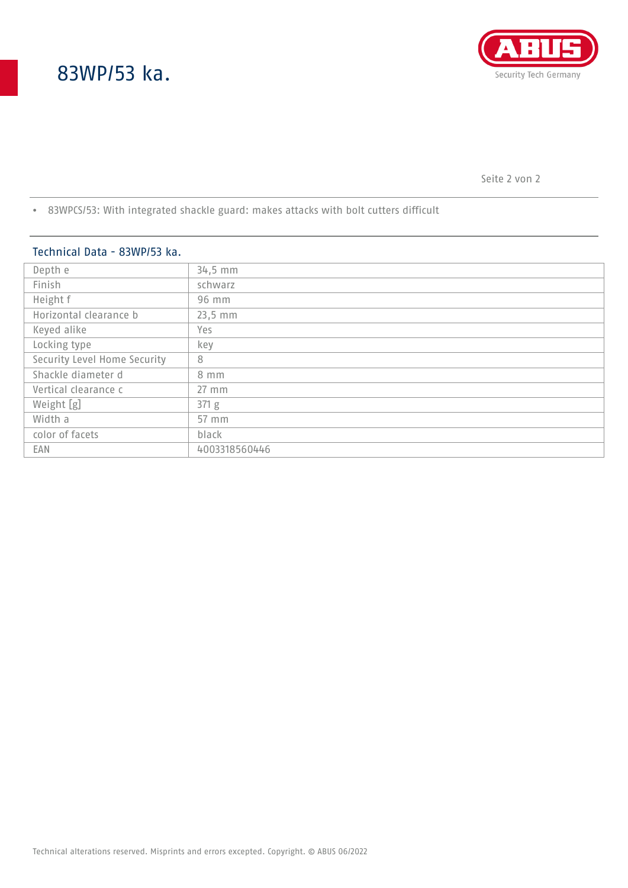# 83WP/53 ka.

- 83WPCS/53: With integrated shackle guard: makes attacks with bolt cutters difficult

## Technical Data - 83WP/53 ka.

| | |
|---|---|
| Depth e | 34,5 mm |
| Finish | schwarz |
| Height f | 96 mm |
| Horizontal clearance b | 23,5 mm |
| Keyed alike | Yes |
| Locking type | key |
| Security Level Home Security | 8 |
| Shackle diameter d | 8 mm |
| Vertical clearance c | 27 mm |
| Weight [g] | 371 g |
| Width a | 57 mm |
| color of facets | black |
| EAN | 4003318560446 |

Technical alterations reserved. Misprints and errors excepted. Copyright. © ABUS 06/2022